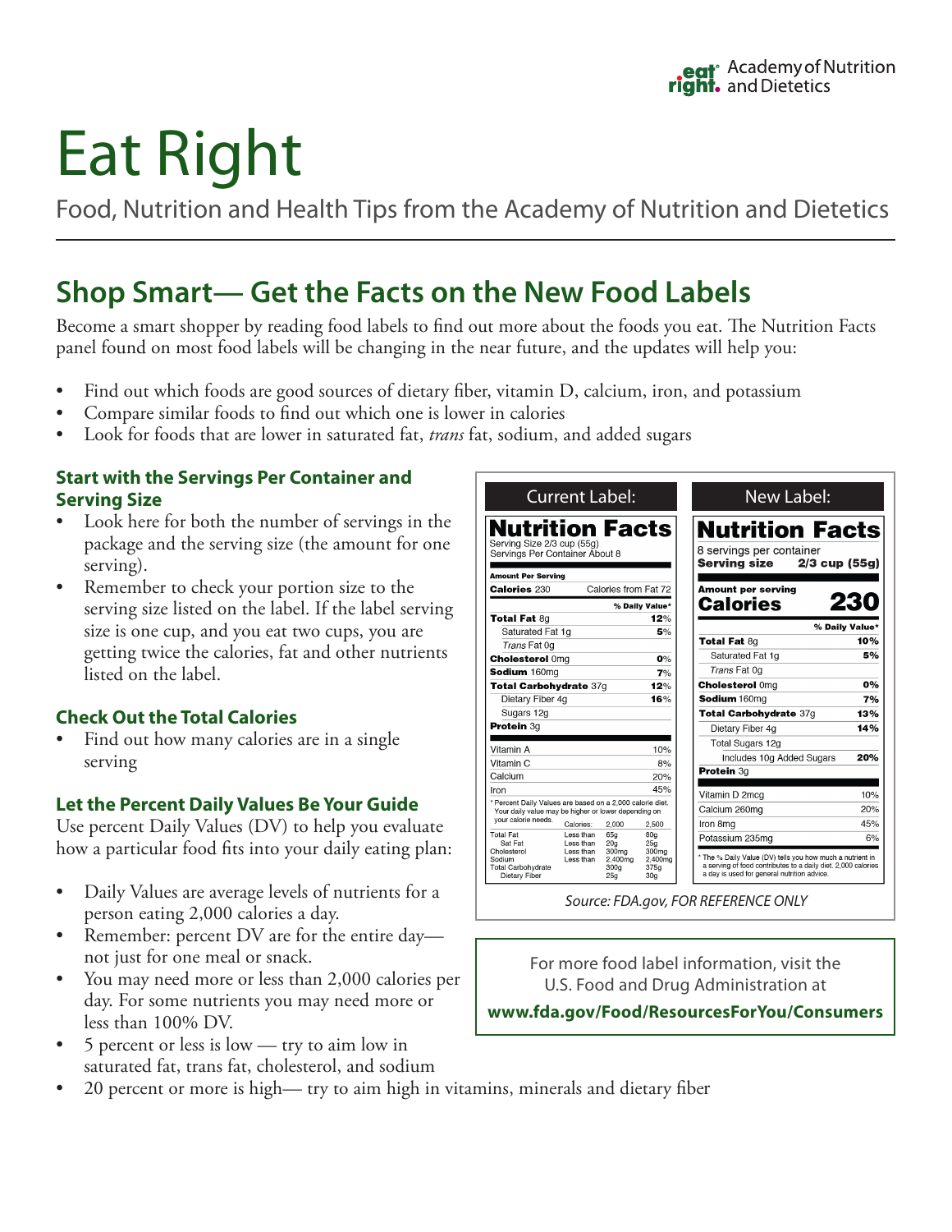Academy of Nutrition and Dietetics

# Eat Right

Food, Nutrition and Health Tips from the Academy of Nutrition and Dietetics

## Shop Smart— Get the Facts on the New Food Labels

Become a smart shopper by reading food labels to find out more about the foods you eat. The Nutrition Facts panel found on most food labels will be changing in the near future, and the updates will help you:

- Find out which foods are good sources of dietary fiber, vitamin D, calcium, iron, and potassium
- Compare similar foods to find out which one is lower in calories
- Look for foods that are lower in saturated fat, *trans* fat, sodium, and added sugars

### Start with the Servings Per Container and Serving Size

- Look here for both the number of servings in the package and the serving size (the amount for one serving).
- Remember to check your portion size to the serving size listed on the label. If the label serving size is one cup, and you eat two cups, you are getting twice the calories, fat and other nutrients listed on the label.

### Check Out the Total Calories

- Find out how many calories are in a single serving

### Let the Percent Daily Values Be Your Guide

Use percent Daily Values (DV) to help you evaluate how a particular food fits into your daily eating plan:

- Daily Values are average levels of nutrients for a person eating 2,000 calories a day.
- Remember: percent DV are for the entire day— not just for one meal or snack.
- You may need more or less than 2,000 calories per day. For some nutrients you may need more or less than 100% DV.
- 5 percent or less is low — try to aim low in saturated fat, trans fat, cholesterol, and sodium
- 20 percent or more is high— try to aim high in vitamins, minerals and dietary fiber

**Current Label:**

**Nutrition Facts**

Serving Size 2/3 cup (55g)
Servings Per Container About 8

| Amount Per Serving | |
|---|---|
| **Calories** 230 | Calories from Fat 72 |
| | **% Daily Value*** |
| **Total Fat** 8g | **12%** |
| Saturated Fat 1g | **5%** |
| *Trans* Fat 0g | |
| **Cholesterol** 0mg | **0%** |
| **Sodium** 160mg | **7%** |
| **Total Carbohydrate** 37g | **12%** |
| Dietary Fiber 4g | **16%** |
| Sugars 12g | |
| **Protein** 3g | |
| Vitamin A | 10% |
| Vitamin C | 8% |
| Calcium | 20% |
| Iron | 45% |

\* Percent Daily Values are based on a 2,000 calorie diet. Your daily value may be higher or lower depending on your calorie needs.

| | Calories: | 2,000 | 2,500 |
|---|---|---|---|
| Total Fat | Less than | 65g | 80g |
| Sat Fat | Less than | 20g | 25g |
| Cholesterol | Less than | 300mg | 300mg |
| Sodium | Less than | 2,400mg | 2,400mg |
| Total Carbohydrate | | 300g | 375g |
| Dietary Fiber | | 25g | 30g |

**New Label:**

**Nutrition Facts**

8 servings per container
**Serving size 2/3 cup (55g)**

| Amount per serving | |
|---|---|
| **Calories** | **230** |
| | **% Daily Value*** |
| **Total Fat** 8g | **10%** |
| Saturated Fat 1g | **5%** |
| *Trans* Fat 0g | |
| **Cholesterol** 0mg | **0%** |
| **Sodium** 160mg | **7%** |
| **Total Carbohydrate** 37g | **13%** |
| Dietary Fiber 4g | **14%** |
| Total Sugars 12g | |
| Includes 10g Added Sugars | **20%** |
| **Protein** 3g | |
| Vitamin D 2mcg | 10% |
| Calcium 260mg | 20% |
| Iron 8mg | 45% |
| Potassium 235mg | 6% |

\* The % Daily Value (DV) tells you how much a nutrient in a serving of food contributes to a daily diet. 2,000 calories a day is used for general nutrition advice.

*Source: FDA.gov, FOR REFERENCE ONLY*

For more food label information, visit the U.S. Food and Drug Administration at

**www.fda.gov/Food/ResourcesForYou/Consumers**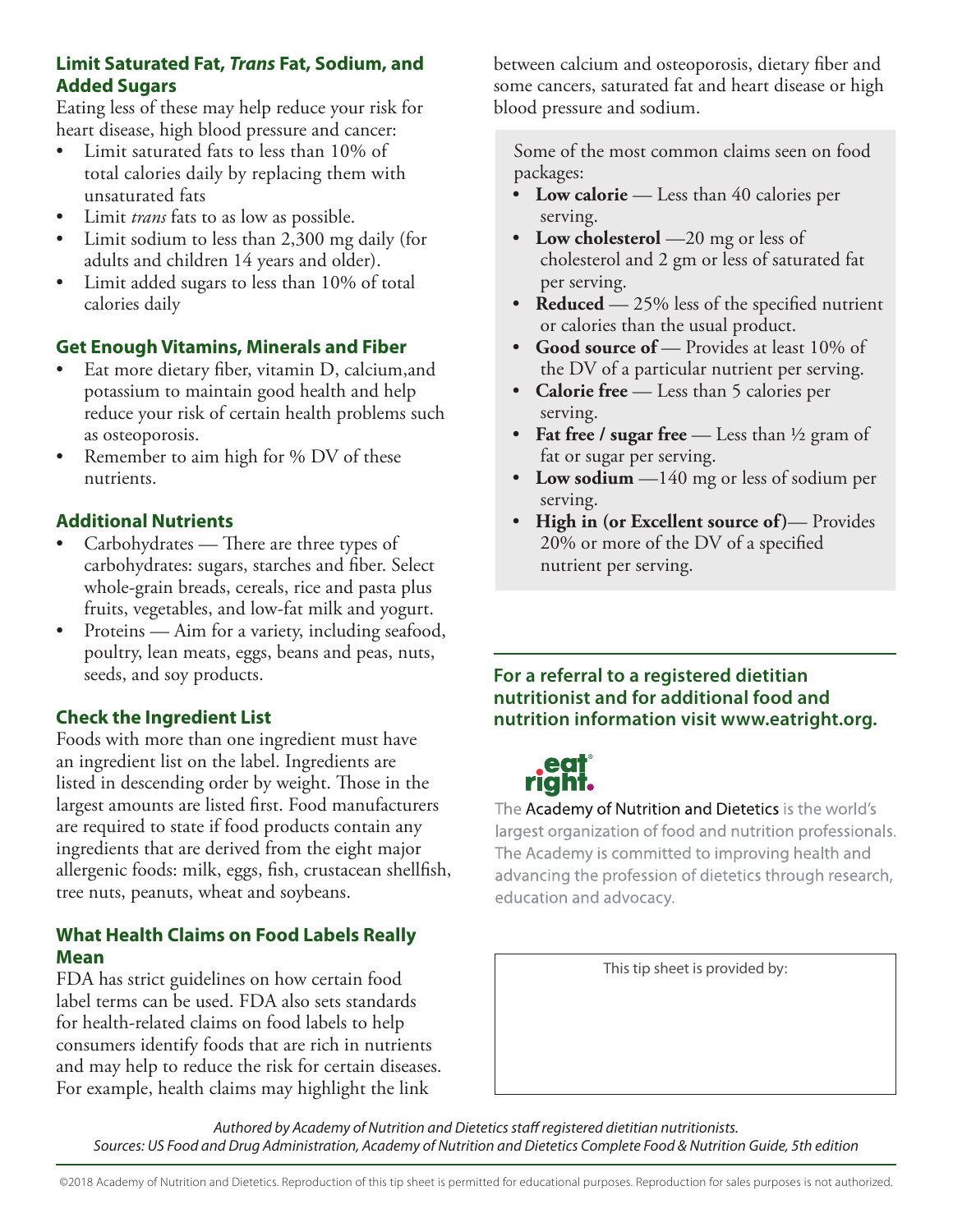### Limit Saturated Fat, *Trans* Fat, Sodium, and Added Sugars

Eating less of these may help reduce your risk for heart disease, high blood pressure and cancer:

- Limit saturated fats to less than 10% of total calories daily by replacing them with unsaturated fats
- Limit *trans* fats to as low as possible.
- Limit sodium to less than 2,300 mg daily (for adults and children 14 years and older).
- Limit added sugars to less than 10% of total calories daily

### Get Enough Vitamins, Minerals and Fiber

- Eat more dietary fiber, vitamin D, calcium,and potassium to maintain good health and help reduce your risk of certain health problems such as osteoporosis.
- Remember to aim high for % DV of these nutrients.

### Additional Nutrients

- Carbohydrates — There are three types of carbohydrates: sugars, starches and fiber. Select whole-grain breads, cereals, rice and pasta plus fruits, vegetables, and low-fat milk and yogurt.
- Proteins — Aim for a variety, including seafood, poultry, lean meats, eggs, beans and peas, nuts, seeds, and soy products.

### Check the Ingredient List

Foods with more than one ingredient must have an ingredient list on the label. Ingredients are listed in descending order by weight. Those in the largest amounts are listed first. Food manufacturers are required to state if food products contain any ingredients that are derived from the eight major allergenic foods: milk, eggs, fish, crustacean shellfish, tree nuts, peanuts, wheat and soybeans.

### What Health Claims on Food Labels Really Mean

FDA has strict guidelines on how certain food label terms can be used. FDA also sets standards for health-related claims on food labels to help consumers identify foods that are rich in nutrients and may help to reduce the risk for certain diseases. For example, health claims may highlight the link between calcium and osteoporosis, dietary fiber and some cancers, saturated fat and heart disease or high blood pressure and sodium.

Some of the most common claims seen on food packages:

- **Low calorie** — Less than 40 calories per serving.
- **Low cholesterol** —20 mg or less of cholesterol and 2 gm or less of saturated fat per serving.
- **Reduced** — 25% less of the specified nutrient or calories than the usual product.
- **Good source of** — Provides at least 10% of the DV of a particular nutrient per serving.
- **Calorie free** — Less than 5 calories per serving.
- **Fat free / sugar free** — Less than ½ gram of fat or sugar per serving.
- **Low sodium** —140 mg or less of sodium per serving.
- **High in (or Excellent source of)**— Provides 20% or more of the DV of a specified nutrient per serving.

**For a referral to a registered dietitian nutritionist and for additional food and nutrition information visit www.eatright.org.**

eat right.

The Academy of Nutrition and Dietetics is the world's largest organization of food and nutrition professionals. The Academy is committed to improving health and advancing the profession of dietetics through research, education and advocacy.

This tip sheet is provided by:

*Authored by Academy of Nutrition and Dietetics staff registered dietitian nutritionists.*
*Sources: US Food and Drug Administration, Academy of Nutrition and Dietetics Complete Food & Nutrition Guide, 5th edition*

©2018 Academy of Nutrition and Dietetics. Reproduction of this tip sheet is permitted for educational purposes. Reproduction for sales purposes is not authorized.